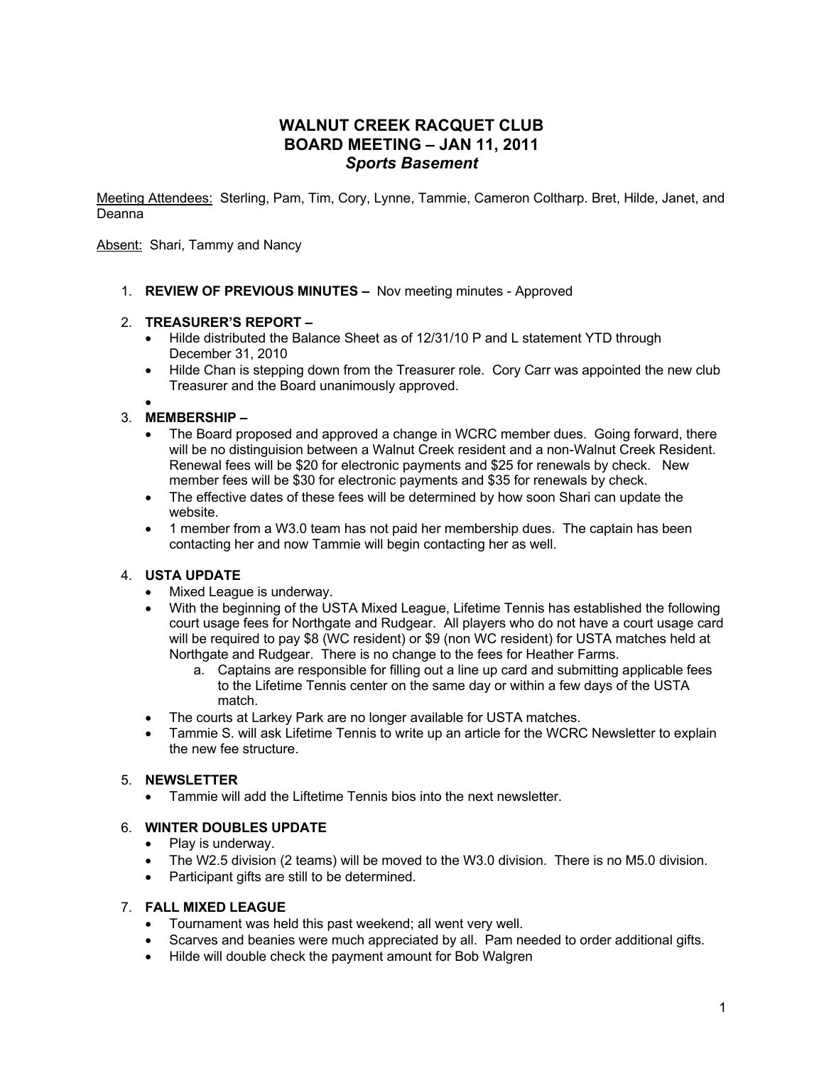# WALNUT CREEK RACQUET CLUB
# BOARD MEETING – JAN 11, 2011
## *Sports Basement*

Meeting Attendees: Sterling, Pam, Tim, Cory, Lynne, Tammie, Cameron Coltharp. Bret, Hilde, Janet, and Deanna

Absent: Shari, Tammy and Nancy

1. **REVIEW OF PREVIOUS MINUTES –** Nov meeting minutes - Approved

2. **TREASURER'S REPORT –**
   - Hilde distributed the Balance Sheet as of 12/31/10 P and L statement YTD through December 31, 2010
   - Hilde Chan is stepping down from the Treasurer role. Cory Carr was appointed the new club Treasurer and the Board unanimously approved.
   - 

3. **MEMBERSHIP –**
   - The Board proposed and approved a change in WCRC member dues. Going forward, there will be no distinguision between a Walnut Creek resident and a non-Walnut Creek Resident. Renewal fees will be $20 for electronic payments and $25 for renewals by check. New member fees will be $30 for electronic payments and $35 for renewals by check.
   - The effective dates of these fees will be determined by how soon Shari can update the website.
   - 1 member from a W3.0 team has not paid her membership dues. The captain has been contacting her and now Tammie will begin contacting her as well.

4. **USTA UPDATE**
   - Mixed League is underway.
   - With the beginning of the USTA Mixed League, Lifetime Tennis has established the following court usage fees for Northgate and Rudgear. All players who do not have a court usage card will be required to pay $8 (WC resident) or $9 (non WC resident) for USTA matches held at Northgate and Rudgear. There is no change to the fees for Heather Farms.
     a. Captains are responsible for filling out a line up card and submitting applicable fees to the Lifetime Tennis center on the same day or within a few days of the USTA match.
   - The courts at Larkey Park are no longer available for USTA matches.
   - Tammie S. will ask Lifetime Tennis to write up an article for the WCRC Newsletter to explain the new fee structure.

5. **NEWSLETTER**
   - Tammie will add the Liftetime Tennis bios into the next newsletter.

6. **WINTER DOUBLES UPDATE**
   - Play is underway.
   - The W2.5 division (2 teams) will be moved to the W3.0 division. There is no M5.0 division.
   - Participant gifts are still to be determined.

7. **FALL MIXED LEAGUE**
   - Tournament was held this past weekend; all went very well.
   - Scarves and beanies were much appreciated by all. Pam needed to order additional gifts.
   - Hilde will double check the payment amount for Bob Walgren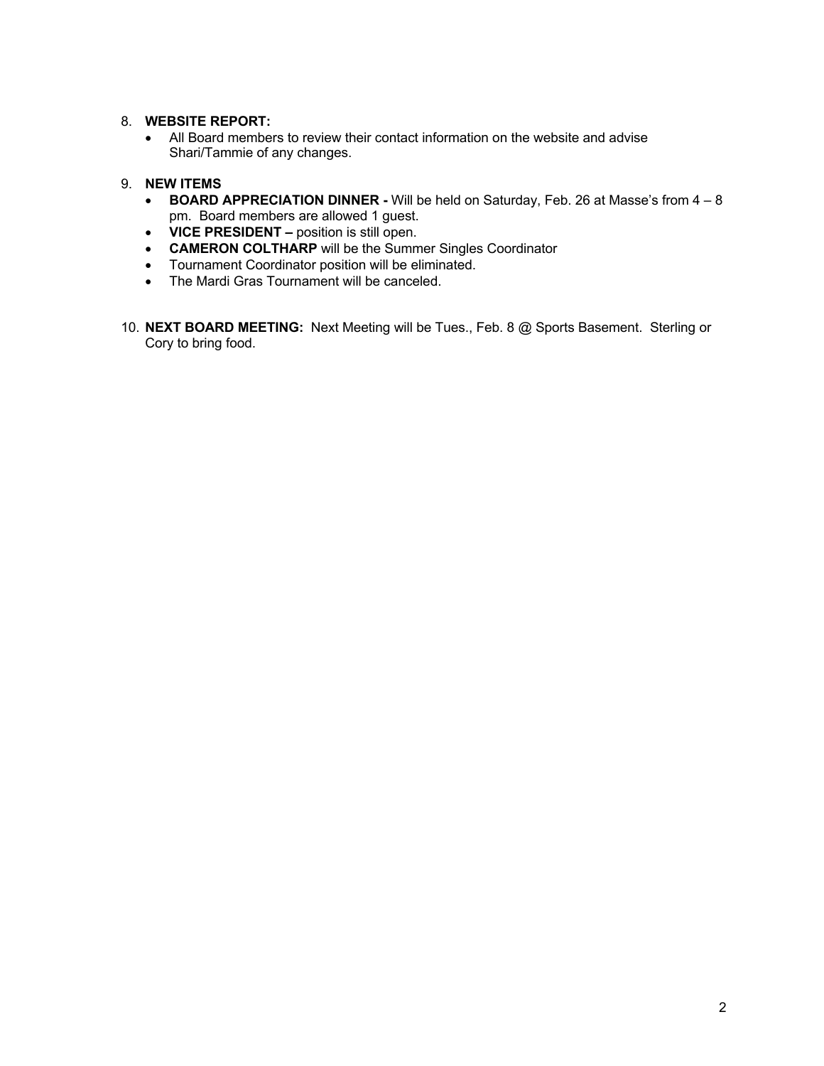8. **WEBSITE REPORT:**
   - All Board members to review their contact information on the website and advise Shari/Tammie of any changes.

9. **NEW ITEMS**
   - **BOARD APPRECIATION DINNER -** Will be held on Saturday, Feb. 26 at Masse's from 4 – 8 pm. Board members are allowed 1 guest.
   - **VICE PRESIDENT –** position is still open.
   - **CAMERON COLTHARP** will be the Summer Singles Coordinator
   - Tournament Coordinator position will be eliminated.
   - The Mardi Gras Tournament will be canceled.

10. **NEXT BOARD MEETING:** Next Meeting will be Tues., Feb. 8 @ Sports Basement. Sterling or Cory to bring food.